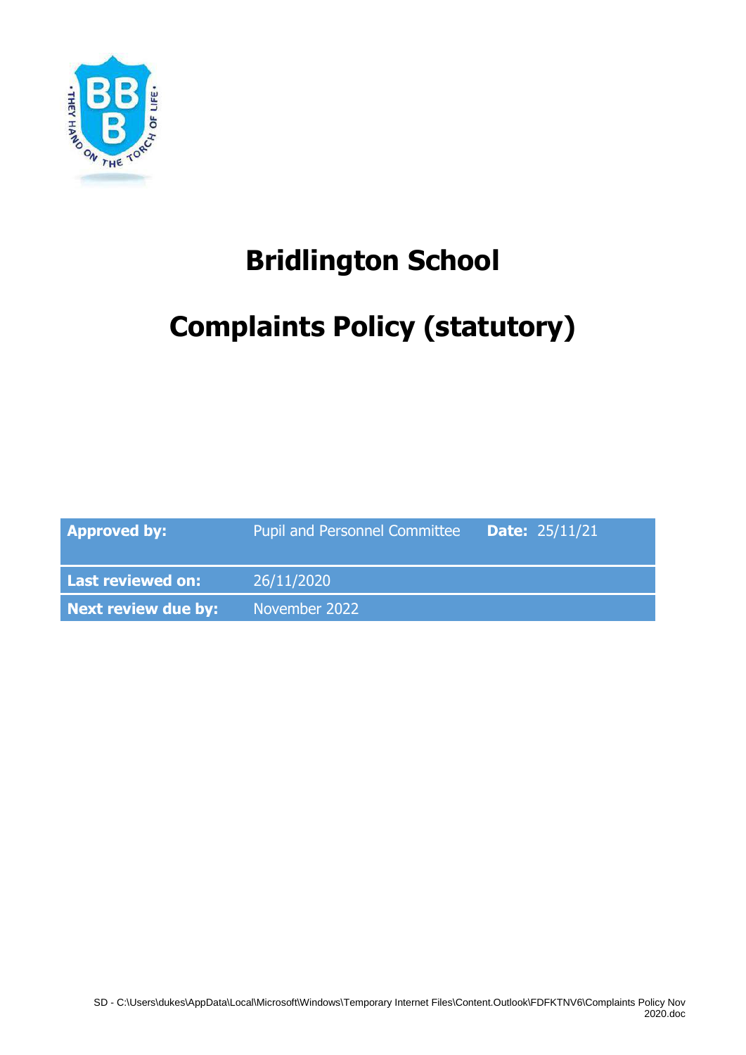# Bridlington School

# Complaints Policy (statutory)

| | | | |
|---|---|---|---|
| **Approved by:** | Pupil and Personnel Committee | **Date:** | 25/11/21 |
| **Last reviewed on:** | 26/11/2020 | | |
| **Next review due by:** | November 2022 | | |

SD - C:\Users\dukes\AppData\Local\Microsoft\Windows\Temporary Internet Files\Content.Outlook\FDFKTNV6\Complaints Policy Nov 2020.doc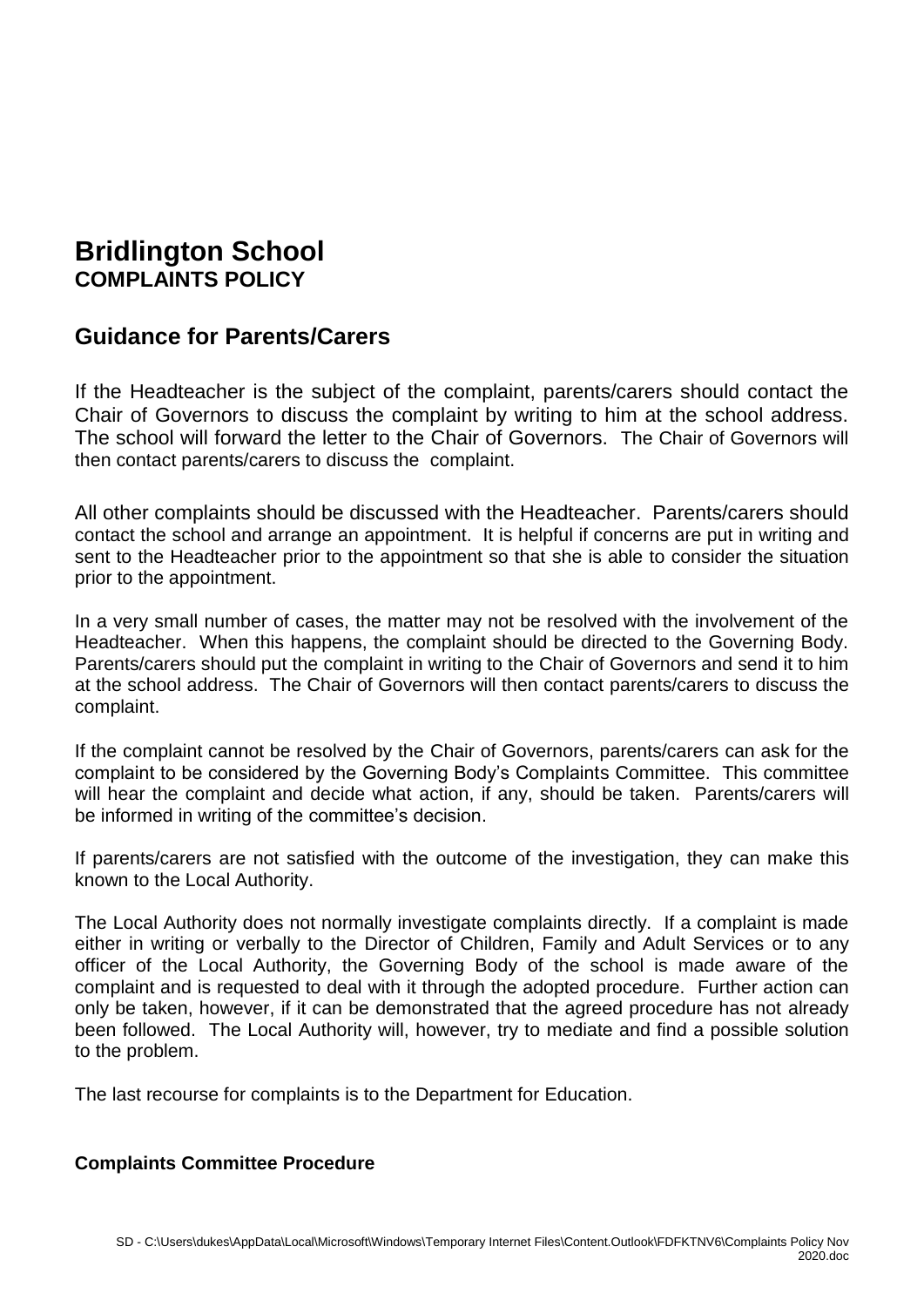# Bridlington School

**COMPLAINTS POLICY**

## Guidance for Parents/Carers

If the Headteacher is the subject of the complaint, parents/carers should contact the Chair of Governors to discuss the complaint by writing to him at the school address. The school will forward the letter to the Chair of Governors. The Chair of Governors will then contact parents/carers to discuss the complaint.

All other complaints should be discussed with the Headteacher. Parents/carers should contact the school and arrange an appointment. It is helpful if concerns are put in writing and sent to the Headteacher prior to the appointment so that she is able to consider the situation prior to the appointment.

In a very small number of cases, the matter may not be resolved with the involvement of the Headteacher. When this happens, the complaint should be directed to the Governing Body. Parents/carers should put the complaint in writing to the Chair of Governors and send it to him at the school address. The Chair of Governors will then contact parents/carers to discuss the complaint.

If the complaint cannot be resolved by the Chair of Governors, parents/carers can ask for the complaint to be considered by the Governing Body's Complaints Committee. This committee will hear the complaint and decide what action, if any, should be taken. Parents/carers will be informed in writing of the committee's decision.

If parents/carers are not satisfied with the outcome of the investigation, they can make this known to the Local Authority.

The Local Authority does not normally investigate complaints directly. If a complaint is made either in writing or verbally to the Director of Children, Family and Adult Services or to any officer of the Local Authority, the Governing Body of the school is made aware of the complaint and is requested to deal with it through the adopted procedure. Further action can only be taken, however, if it can be demonstrated that the agreed procedure has not already been followed. The Local Authority will, however, try to mediate and find a possible solution to the problem.

The last recourse for complaints is to the Department for Education.

**Complaints Committee Procedure**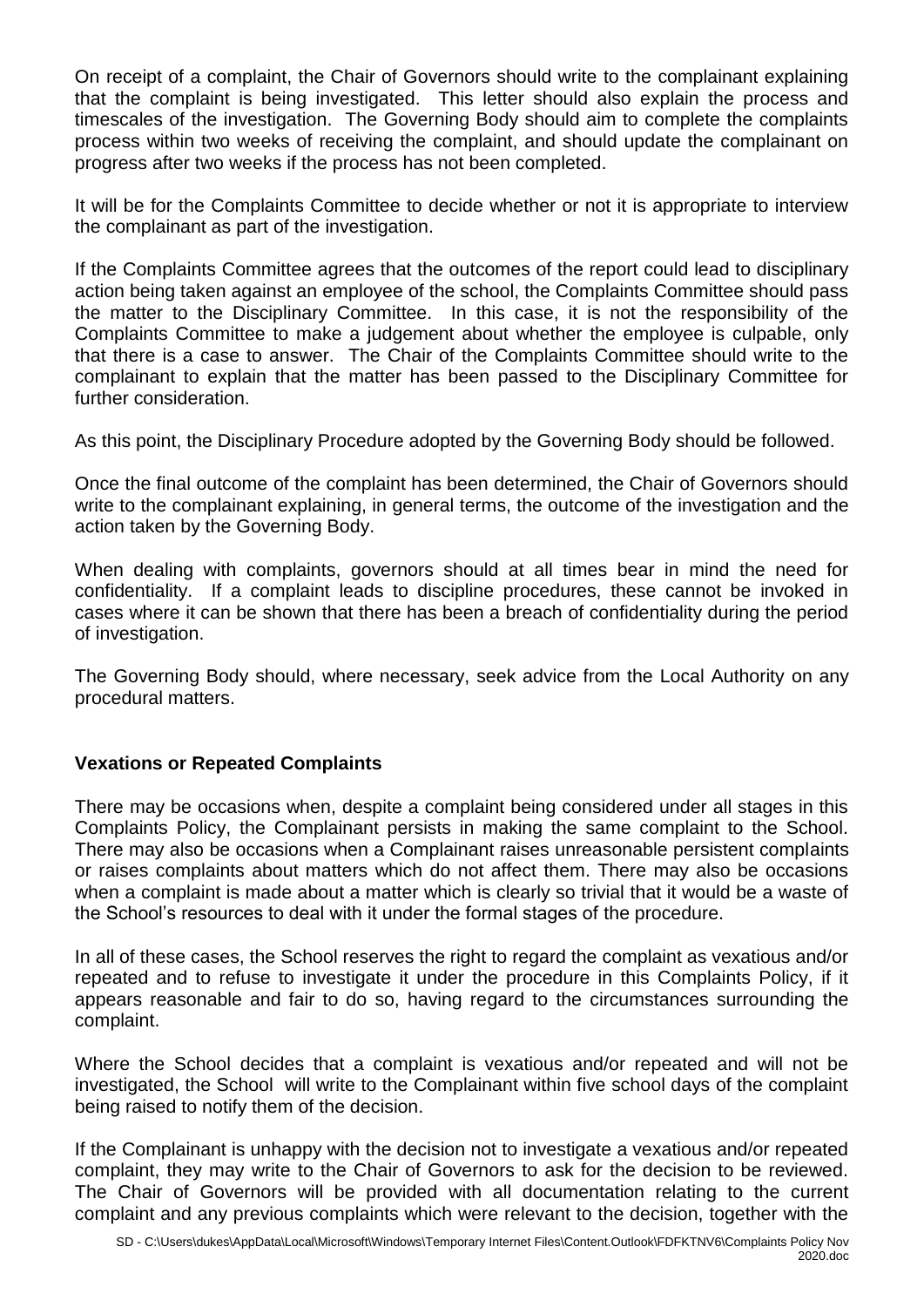On receipt of a complaint, the Chair of Governors should write to the complainant explaining that the complaint is being investigated. This letter should also explain the process and timescales of the investigation. The Governing Body should aim to complete the complaints process within two weeks of receiving the complaint, and should update the complainant on progress after two weeks if the process has not been completed.

It will be for the Complaints Committee to decide whether or not it is appropriate to interview the complainant as part of the investigation.

If the Complaints Committee agrees that the outcomes of the report could lead to disciplinary action being taken against an employee of the school, the Complaints Committee should pass the matter to the Disciplinary Committee. In this case, it is not the responsibility of the Complaints Committee to make a judgement about whether the employee is culpable, only that there is a case to answer. The Chair of the Complaints Committee should write to the complainant to explain that the matter has been passed to the Disciplinary Committee for further consideration.

As this point, the Disciplinary Procedure adopted by the Governing Body should be followed.

Once the final outcome of the complaint has been determined, the Chair of Governors should write to the complainant explaining, in general terms, the outcome of the investigation and the action taken by the Governing Body.

When dealing with complaints, governors should at all times bear in mind the need for confidentiality. If a complaint leads to discipline procedures, these cannot be invoked in cases where it can be shown that there has been a breach of confidentiality during the period of investigation.

The Governing Body should, where necessary, seek advice from the Local Authority on any procedural matters.

**Vexations or Repeated Complaints**

There may be occasions when, despite a complaint being considered under all stages in this Complaints Policy, the Complainant persists in making the same complaint to the School. There may also be occasions when a Complainant raises unreasonable persistent complaints or raises complaints about matters which do not affect them. There may also be occasions when a complaint is made about a matter which is clearly so trivial that it would be a waste of the School's resources to deal with it under the formal stages of the procedure.

In all of these cases, the School reserves the right to regard the complaint as vexatious and/or repeated and to refuse to investigate it under the procedure in this Complaints Policy, if it appears reasonable and fair to do so, having regard to the circumstances surrounding the complaint.

Where the School decides that a complaint is vexatious and/or repeated and will not be investigated, the School will write to the Complainant within five school days of the complaint being raised to notify them of the decision.

If the Complainant is unhappy with the decision not to investigate a vexatious and/or repeated complaint, they may write to the Chair of Governors to ask for the decision to be reviewed. The Chair of Governors will be provided with all documentation relating to the current complaint and any previous complaints which were relevant to the decision, together with the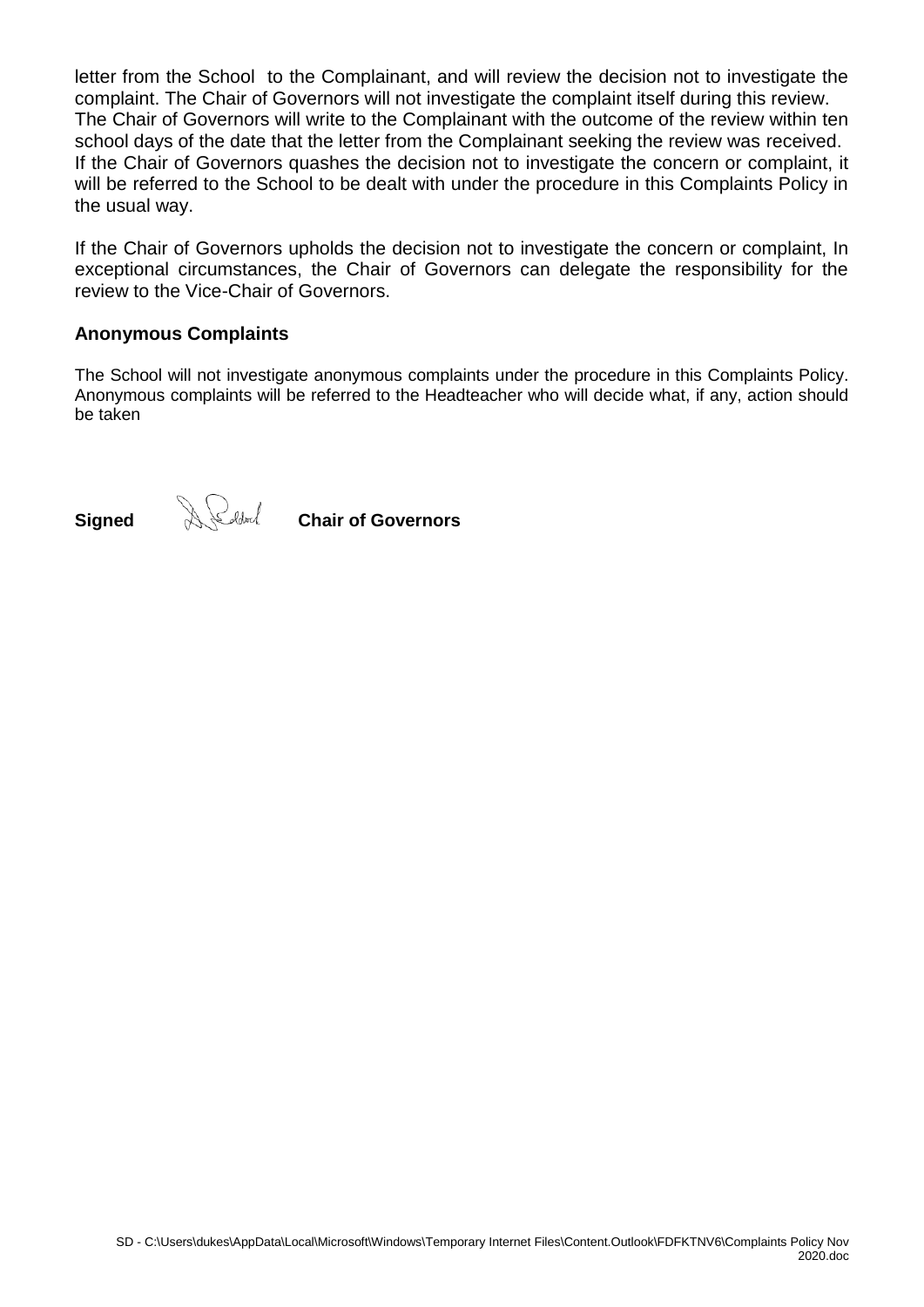letter from the School to the Complainant, and will review the decision not to investigate the complaint. The Chair of Governors will not investigate the complaint itself during this review. The Chair of Governors will write to the Complainant with the outcome of the review within ten school days of the date that the letter from the Complainant seeking the review was received. If the Chair of Governors quashes the decision not to investigate the concern or complaint, it will be referred to the School to be dealt with under the procedure in this Complaints Policy in the usual way.

If the Chair of Governors upholds the decision not to investigate the concern or complaint, In exceptional circumstances, the Chair of Governors can delegate the responsibility for the review to the Vice-Chair of Governors.

### Anonymous Complaints

The School will not investigate anonymous complaints under the procedure in this Complaints Policy. Anonymous complaints will be referred to the Headteacher who will decide what, if any, action should be taken

**Signed** **Chair of Governors**

SD - C:\Users\dukes\AppData\Local\Microsoft\Windows\Temporary Internet Files\Content.Outlook\FDFKTNV6\Complaints Policy Nov 2020.doc